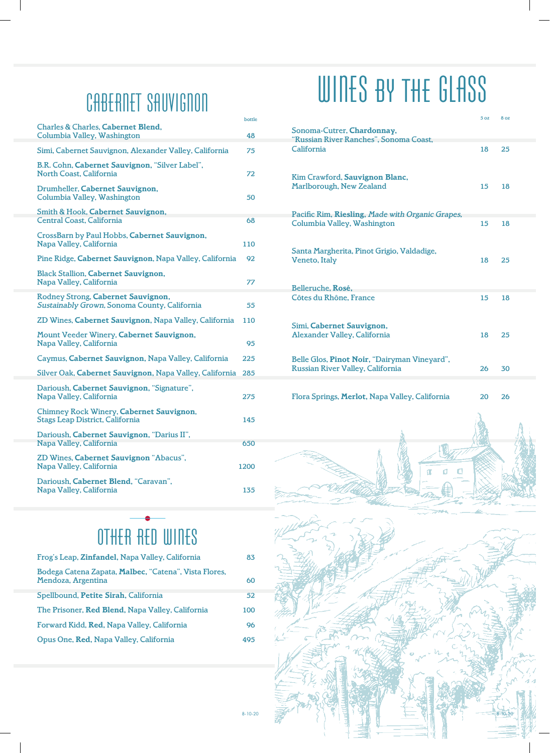# CABERNET SAUVIGNON

| | bottle |
|---|---|
| Charles & Charles, **Cabernet Blend**, Columbia Valley, Washington | 48 |
| Simi, Cabernet Sauvignon, Alexander Valley, California | 75 |
| B.R. Cohn, **Cabernet Sauvignon**, “Silver Label”, North Coast, California | 72 |
| Drumheller, **Cabernet Sauvignon**, Columbia Valley, Washington | 50 |
| Smith & Hook, **Cabernet Sauvignon**, Central Coast, California | 68 |
| CrossBarn by Paul Hobbs, **Cabernet Sauvignon**, Napa Valley, California | 110 |
| Pine Ridge, **Cabernet Sauvignon**, Napa Valley, California | 92 |
| Black Stallion, **Cabernet Sauvignon**, Napa Valley, California | 77 |
| Rodney Strong, **Cabernet Sauvignon**, *Sustainably Grown*, Sonoma County, California | 55 |
| ZD Wines, **Cabernet Sauvignon**, Napa Valley, California | 110 |
| Mount Veeder Winery, **Cabernet Sauvignon**, Napa Valley, California | 95 |
| Caymus, **Cabernet Sauvignon**, Napa Valley, California | 225 |
| Silver Oak, **Cabernet Sauvignon**, Napa Valley, California | 285 |
| Darioush, **Cabernet Sauvignon**, “Signature”, Napa Valley, California | 275 |
| Chimney Rock Winery, **Cabernet Sauvignon**, Stags Leap District, California | 145 |
| Darioush, **Cabernet Sauvignon**, “Darius II”, Napa Valley, California | 650 |
| ZD Wines, **Cabernet Sauvignon** “Abacus”, Napa Valley, California | 1200 |
| Darioush, **Cabernet Blend**, “Caravan”, Napa Valley, California | 135 |

# OTHER RED WINES

| | |
|---|---|
| Frog’s Leap, **Zinfandel**, Napa Valley, California | 83 |
| Bodega Catena Zapata, **Malbec**, “Catena”, Vista Flores, Mendoza, Argentina | 60 |
| Spellbound, **Petite Sirah**, California | 52 |
| The Prisoner, **Red Blend**, Napa Valley, California | 100 |
| Forward Kidd, **Red**, Napa Valley, California | 96 |
| Opus One, **Red**, Napa Valley, California | 495 |

8-10-20

# WINES BY THE GLASS

| | 5 oz | 8 oz |
|---|---|---|
| Sonoma-Cutrer, **Chardonnay**, “Russian River Ranches”, Sonoma Coast, California | 18 | 25 |
| Kim Crawford, **Sauvignon Blanc**, Marlborough, New Zealand | 15 | 18 |
| Pacific Rim, **Riesling**, *Made with Organic Grapes*, Columbia Valley, Washington | 15 | 18 |
| Santa Margherita, Pinot Grigio, Valdadige, Veneto, Italy | 18 | 25 |
| Belleruche, **Rosé**, Côtes du Rhône, France | 15 | 18 |
| Simi, **Cabernet Sauvignon**, Alexander Valley, California | 18 | 25 |
| Belle Glos, **Pinot Noir**, “Dairyman Vineyard”, Russian River Valley, California | 26 | 30 |
| Flora Springs, **Merlot**, Napa Valley, California | 20 | 26 |

8-10-20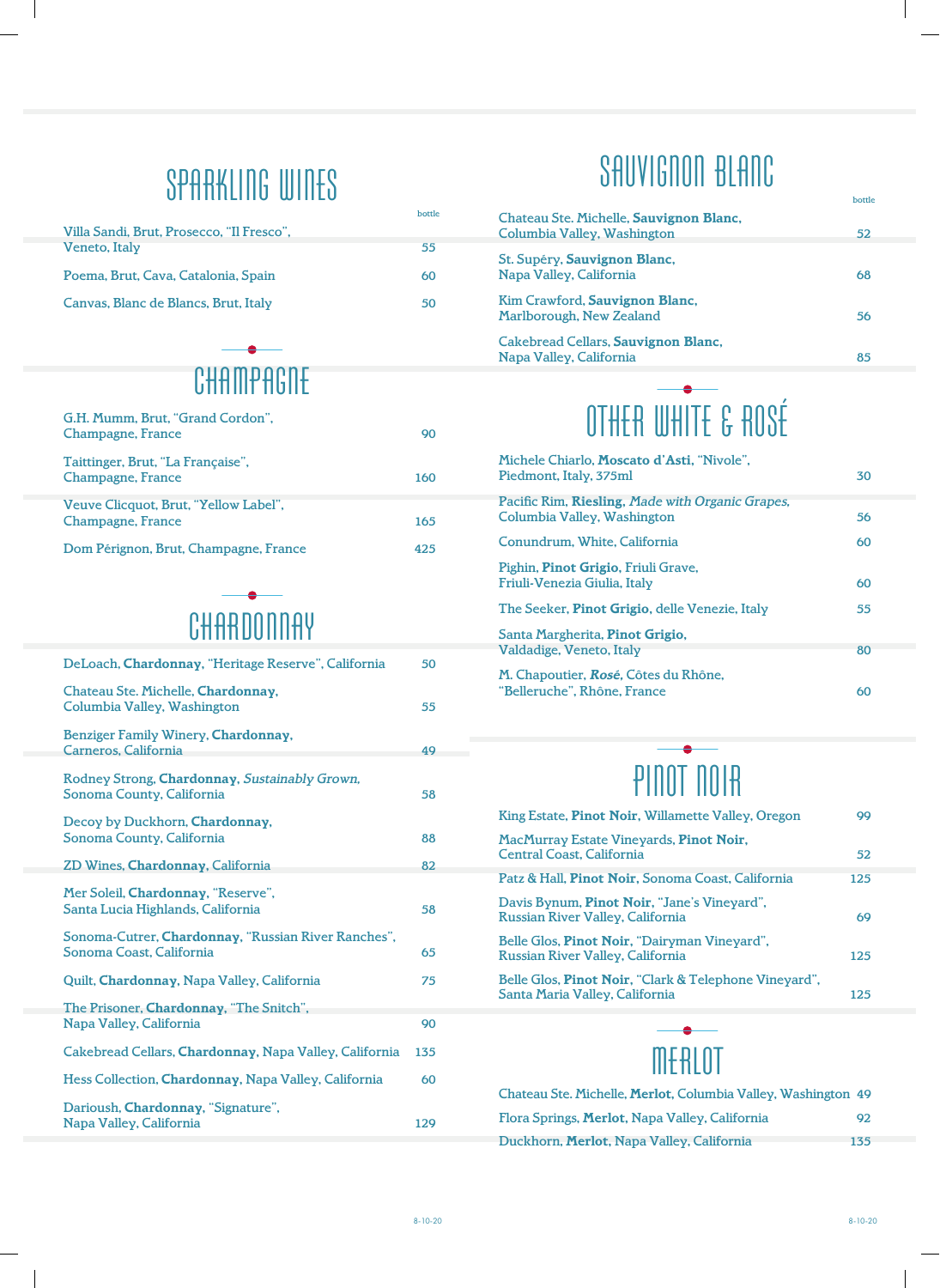# SPARKLING WINES

| | bottle |
|---|---|
| Villa Sandi, Brut, Prosecco, "Il Fresco", Veneto, Italy | 55 |
| Poema, Brut, Cava, Catalonia, Spain | 60 |
| Canvas, Blanc de Blancs, Brut, Italy | 50 |

# CHAMPAGNE

| | |
|---|---|
| G.H. Mumm, Brut, "Grand Cordon", Champagne, France | 90 |
| Taittinger, Brut, "La Française", Champagne, France | 160 |
| Veuve Clicquot, Brut, "Yellow Label", Champagne, France | 165 |
| Dom Pérignon, Brut, Champagne, France | 425 |

# CHARDONNAY

| | |
|---|---|
| DeLoach, **Chardonnay**, "Heritage Reserve", California | 50 |
| Chateau Ste. Michelle, **Chardonnay**, Columbia Valley, Washington | 55 |
| Benziger Family Winery, **Chardonnay**, Carneros, California | 49 |
| Rodney Strong, **Chardonnay**, *Sustainably Grown*, Sonoma County, California | 58 |
| Decoy by Duckhorn, **Chardonnay**, Sonoma County, California | 88 |
| ZD Wines, **Chardonnay**, California | 82 |
| Mer Soleil, **Chardonnay**, "Reserve", Santa Lucia Highlands, California | 58 |
| Sonoma-Cutrer, **Chardonnay**, "Russian River Ranches", Sonoma Coast, California | 65 |
| Quilt, **Chardonnay**, Napa Valley, California | 75 |
| The Prisoner, **Chardonnay**, "The Snitch", Napa Valley, California | 90 |
| Cakebread Cellars, **Chardonnay**, Napa Valley, California | 135 |
| Hess Collection, **Chardonnay**, Napa Valley, California | 60 |
| Darioush, **Chardonnay**, "Signature", Napa Valley, California | 129 |

# SAUVIGNON BLANC

| | bottle |
|---|---|
| Chateau Ste. Michelle, **Sauvignon Blanc**, Columbia Valley, Washington | 52 |
| St. Supéry, **Sauvignon Blanc**, Napa Valley, California | 68 |
| Kim Crawford, **Sauvignon Blanc**, Marlborough, New Zealand | 56 |
| Cakebread Cellars, **Sauvignon Blanc**, Napa Valley, California | 85 |

# OTHER WHITE & ROSÉ

| | |
|---|---|
| Michele Chiarlo, **Moscato d'Asti**, "Nivole", Piedmont, Italy, 375ml | 30 |
| Pacific Rim, **Riesling**, *Made with Organic Grapes*, Columbia Valley, Washington | 56 |
| Conundrum, White, California | 60 |
| Pighin, **Pinot Grigio**, Friuli Grave, Friuli-Venezia Giulia, Italy | 60 |
| The Seeker, **Pinot Grigio**, delle Venezie, Italy | 55 |
| Santa Margherita, **Pinot Grigio**, Valdadige, Veneto, Italy | 80 |
| M. Chapoutier, ***Rosé***, Côtes du Rhône, "Belleruche", Rhône, France | 60 |

# PINOT NOIR

| | |
|---|---|
| King Estate, **Pinot Noir**, Willamette Valley, Oregon | 99 |
| MacMurray Estate Vineyards, **Pinot Noir**, Central Coast, California | 52 |
| Patz & Hall, **Pinot Noir**, Sonoma Coast, California | 125 |
| Davis Bynum, **Pinot Noir**, "Jane's Vineyard", Russian River Valley, California | 69 |
| Belle Glos, **Pinot Noir**, "Dairyman Vineyard", Russian River Valley, California | 125 |
| Belle Glos, **Pinot Noir**, "Clark & Telephone Vineyard", Santa Maria Valley, California | 125 |

# MERLOT

| | |
|---|---|
| Chateau Ste. Michelle, **Merlot**, Columbia Valley, Washington | 49 |
| Flora Springs, **Merlot**, Napa Valley, California | 92 |
| Duckhorn, **Merlot**, Napa Valley, California | 135 |